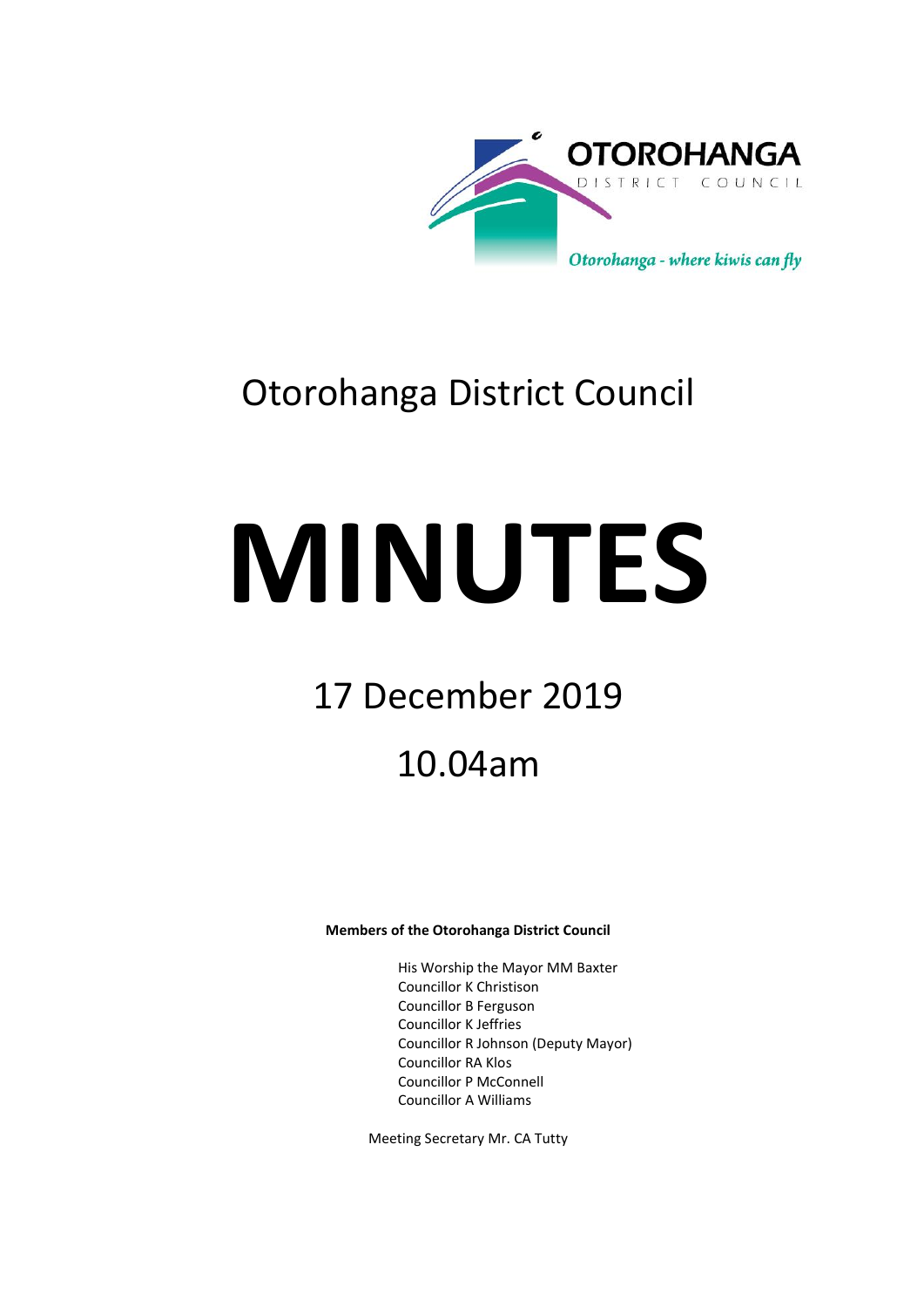OTOROHANGA DISTRICT COUNCIL

*Otorohanga - where kiwis can fly*

# Otorohanga District Council

# MINUTES

## 17 December 2019

## 10.04am

**Members of the Otorohanga District Council**

His Worship the Mayor MM Baxter
Councillor K Christison
Councillor B Ferguson
Councillor K Jeffries
Councillor R Johnson (Deputy Mayor)
Councillor RA Klos
Councillor P McConnell
Councillor A Williams

Meeting Secretary Mr. CA Tutty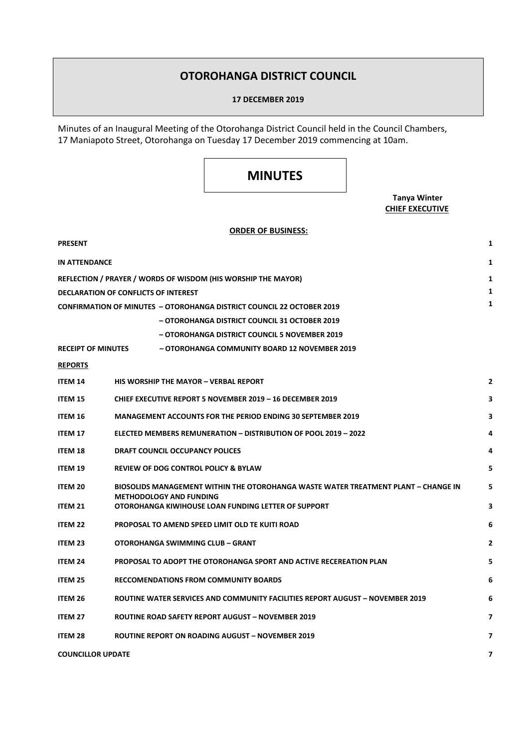# OTOROHANGA DISTRICT COUNCIL

**17 DECEMBER 2019**

Minutes of an Inaugural Meeting of the Otorohanga District Council held in the Council Chambers, 17 Maniapoto Street, Otorohanga on Tuesday 17 December 2019 commencing at 10am.

# MINUTES

**Tanya Winter**
**CHIEF EXECUTIVE**

**ORDER OF BUSINESS:**

| | | |
|---|---|---|
| **PRESENT** | | **1** |
| **IN ATTENDANCE** | | **1** |
| **REFLECTION / PRAYER / WORDS OF WISDOM (HIS WORSHIP THE MAYOR)** | | **1** |
| **DECLARATION OF CONFLICTS OF INTEREST** | | **1** |
| **CONFIRMATION OF MINUTES** | **– OTOROHANGA DISTRICT COUNCIL 22 OCTOBER 2019** | **1** |
| | **– OTOROHANGA DISTRICT COUNCIL 31 OCTOBER 2019** | |
| | **– OTOROHANGA DISTRICT COUNCIL 5 NOVEMBER 2019** | |
| **RECEIPT OF MINUTES** | **– OTOROHANGA COMMUNITY BOARD 12 NOVEMBER 2019** | |
| **REPORTS** | | |
| **ITEM 14** | **HIS WORSHIP THE MAYOR – VERBAL REPORT** | **2** |
| **ITEM 15** | **CHIEF EXECUTIVE REPORT 5 NOVEMBER 2019 – 16 DECEMBER 2019** | **3** |
| **ITEM 16** | **MANAGEMENT ACCOUNTS FOR THE PERIOD ENDING 30 SEPTEMBER 2019** | **3** |
| **ITEM 17** | **ELECTED MEMBERS REMUNERATION – DISTRIBUTION OF POOL 2019 – 2022** | **4** |
| **ITEM 18** | **DRAFT COUNCIL OCCUPANCY POLICES** | **4** |
| **ITEM 19** | **REVIEW OF DOG CONTROL POLICY & BYLAW** | **5** |
| **ITEM 20** | **BIOSOLIDS MANAGEMENT WITHIN THE OTOROHANGA WASTE WATER TREATMENT PLANT – CHANGE IN METHODOLOGY AND FUNDING** | **5** |
| **ITEM 21** | **OTOROHANGA KIWIHOUSE LOAN FUNDING LETTER OF SUPPORT** | **3** |
| **ITEM 22** | **PROPOSAL TO AMEND SPEED LIMIT OLD TE KUITI ROAD** | **6** |
| **ITEM 23** | **OTOROHANGA SWIMMING CLUB – GRANT** | **2** |
| **ITEM 24** | **PROPOSAL TO ADOPT THE OTOROHANGA SPORT AND ACTIVE RECEREATION PLAN** | **5** |
| **ITEM 25** | **RECCOMENDATIONS FROM COMMUNITY BOARDS** | **6** |
| **ITEM 26** | **ROUTINE WATER SERVICES AND COMMUNITY FACILITIES REPORT AUGUST – NOVEMBER 2019** | **6** |
| **ITEM 27** | **ROUTINE ROAD SAFETY REPORT AUGUST – NOVEMBER 2019** | **7** |
| **ITEM 28** | **ROUTINE REPORT ON ROADING AUGUST – NOVEMBER 2019** | **7** |
| **COUNCILLOR UPDATE** | | **7** |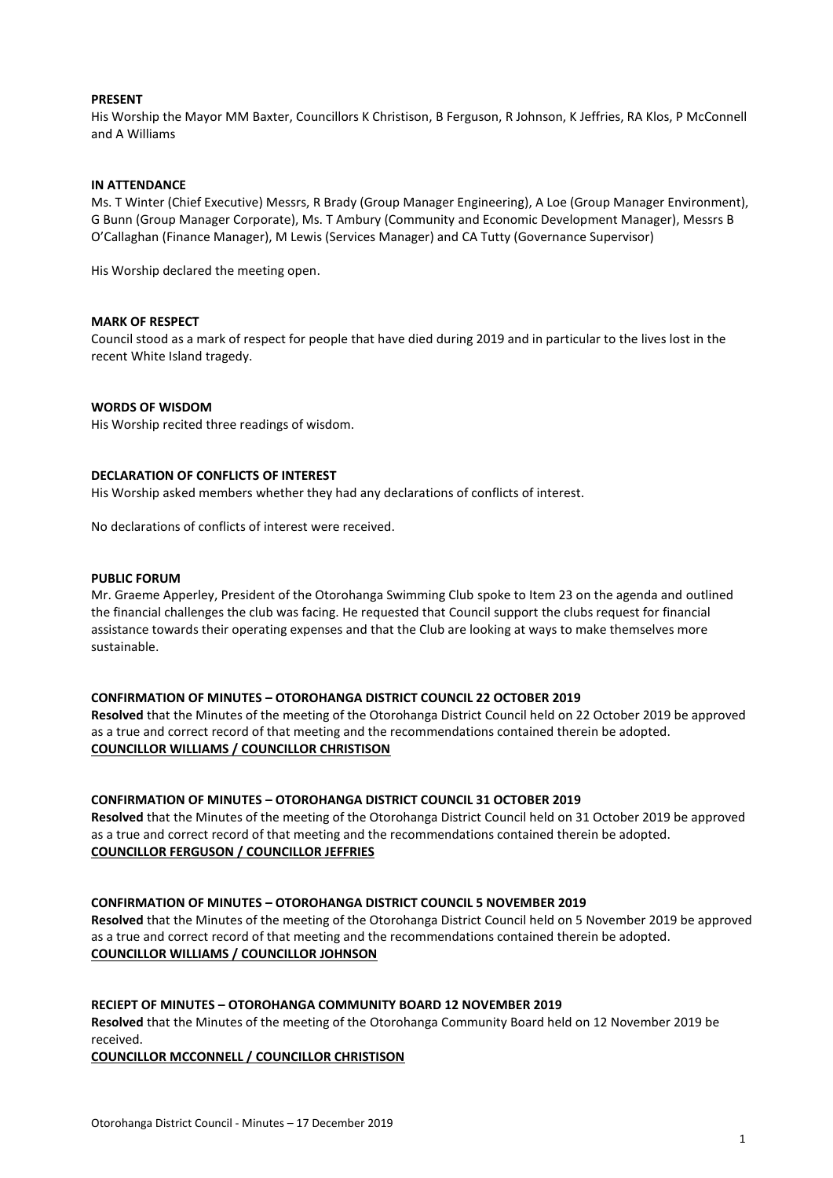**PRESENT**
His Worship the Mayor MM Baxter, Councillors K Christison, B Ferguson, R Johnson, K Jeffries, RA Klos, P McConnell and A Williams

**IN ATTENDANCE**
Ms. T Winter (Chief Executive) Messrs, R Brady (Group Manager Engineering), A Loe (Group Manager Environment), G Bunn (Group Manager Corporate), Ms. T Ambury (Community and Economic Development Manager), Messrs B O'Callaghan (Finance Manager), M Lewis (Services Manager) and CA Tutty (Governance Supervisor)

His Worship declared the meeting open.

**MARK OF RESPECT**
Council stood as a mark of respect for people that have died during 2019 and in particular to the lives lost in the recent White Island tragedy.

**WORDS OF WISDOM**
His Worship recited three readings of wisdom.

**DECLARATION OF CONFLICTS OF INTEREST**
His Worship asked members whether they had any declarations of conflicts of interest.

No declarations of conflicts of interest were received.

**PUBLIC FORUM**
Mr. Graeme Apperley, President of the Otorohanga Swimming Club spoke to Item 23 on the agenda and outlined the financial challenges the club was facing. He requested that Council support the clubs request for financial assistance towards their operating expenses and that the Club are looking at ways to make themselves more sustainable.

**CONFIRMATION OF MINUTES – OTOROHANGA DISTRICT COUNCIL 22 OCTOBER 2019**
**Resolved** that the Minutes of the meeting of the Otorohanga District Council held on 22 October 2019 be approved as a true and correct record of that meeting and the recommendations contained therein be adopted.
**COUNCILLOR WILLIAMS / COUNCILLOR CHRISTISON**

**CONFIRMATION OF MINUTES – OTOROHANGA DISTRICT COUNCIL 31 OCTOBER 2019**
**Resolved** that the Minutes of the meeting of the Otorohanga District Council held on 31 October 2019 be approved as a true and correct record of that meeting and the recommendations contained therein be adopted.
**COUNCILLOR FERGUSON / COUNCILLOR JEFFRIES**

**CONFIRMATION OF MINUTES – OTOROHANGA DISTRICT COUNCIL 5 NOVEMBER 2019**
**Resolved** that the Minutes of the meeting of the Otorohanga District Council held on 5 November 2019 be approved as a true and correct record of that meeting and the recommendations contained therein be adopted.
**COUNCILLOR WILLIAMS / COUNCILLOR JOHNSON**

**RECIEPT OF MINUTES – OTOROHANGA COMMUNITY BOARD 12 NOVEMBER 2019**
**Resolved** that the Minutes of the meeting of the Otorohanga Community Board held on 12 November 2019 be received.
**COUNCILLOR MCCONNELL / COUNCILLOR CHRISTISON**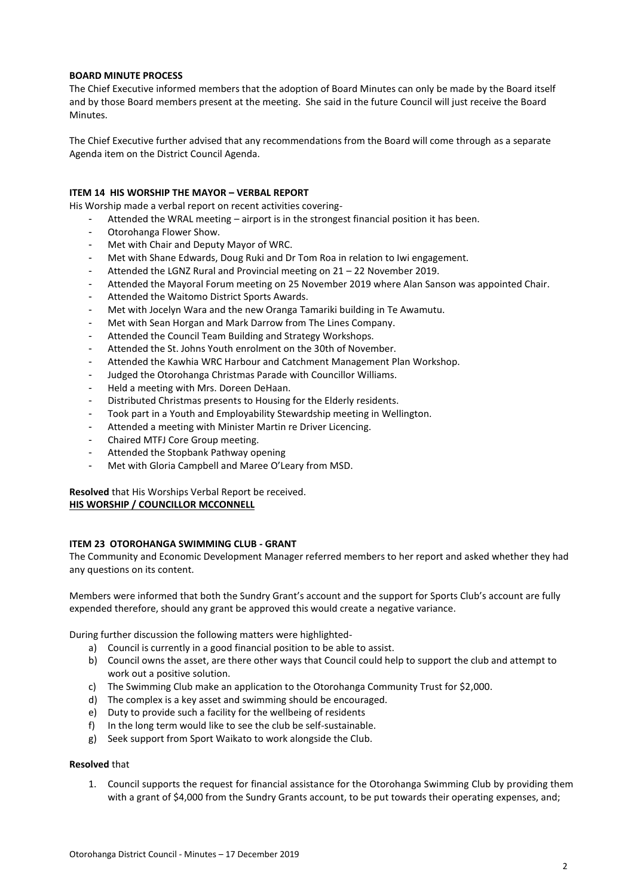**BOARD MINUTE PROCESS**

The Chief Executive informed members that the adoption of Board Minutes can only be made by the Board itself and by those Board members present at the meeting. She said in the future Council will just receive the Board Minutes.

The Chief Executive further advised that any recommendations from the Board will come through as a separate Agenda item on the District Council Agenda.

**ITEM 14 HIS WORSHIP THE MAYOR – VERBAL REPORT**

His Worship made a verbal report on recent activities covering-

- Attended the WRAL meeting – airport is in the strongest financial position it has been.
- Otorohanga Flower Show.
- Met with Chair and Deputy Mayor of WRC.
- Met with Shane Edwards, Doug Ruki and Dr Tom Roa in relation to Iwi engagement.
- Attended the LGNZ Rural and Provincial meeting on 21 – 22 November 2019.
- Attended the Mayoral Forum meeting on 25 November 2019 where Alan Sanson was appointed Chair.
- Attended the Waitomo District Sports Awards.
- Met with Jocelyn Wara and the new Oranga Tamariki building in Te Awamutu.
- Met with Sean Horgan and Mark Darrow from The Lines Company.
- Attended the Council Team Building and Strategy Workshops.
- Attended the St. Johns Youth enrolment on the 30th of November.
- Attended the Kawhia WRC Harbour and Catchment Management Plan Workshop.
- Judged the Otorohanga Christmas Parade with Councillor Williams.
- Held a meeting with Mrs. Doreen DeHaan.
- Distributed Christmas presents to Housing for the Elderly residents.
- Took part in a Youth and Employability Stewardship meeting in Wellington.
- Attended a meeting with Minister Martin re Driver Licencing.
- Chaired MTFJ Core Group meeting.
- Attended the Stopbank Pathway opening
- Met with Gloria Campbell and Maree O'Leary from MSD.

**Resolved** that His Worships Verbal Report be received.
**HIS WORSHIP / COUNCILLOR MCCONNELL**

**ITEM 23 OTOROHANGA SWIMMING CLUB - GRANT**

The Community and Economic Development Manager referred members to her report and asked whether they had any questions on its content.

Members were informed that both the Sundry Grant's account and the support for Sports Club's account are fully expended therefore, should any grant be approved this would create a negative variance.

During further discussion the following matters were highlighted-

a) Council is currently in a good financial position to be able to assist.
b) Council owns the asset, are there other ways that Council could help to support the club and attempt to work out a positive solution.
c) The Swimming Club make an application to the Otorohanga Community Trust for $2,000.
d) The complex is a key asset and swimming should be encouraged.
e) Duty to provide such a facility for the wellbeing of residents
f) In the long term would like to see the club be self-sustainable.
g) Seek support from Sport Waikato to work alongside the Club.

**Resolved** that

1. Council supports the request for financial assistance for the Otorohanga Swimming Club by providing them with a grant of $4,000 from the Sundry Grants account, to be put towards their operating expenses, and;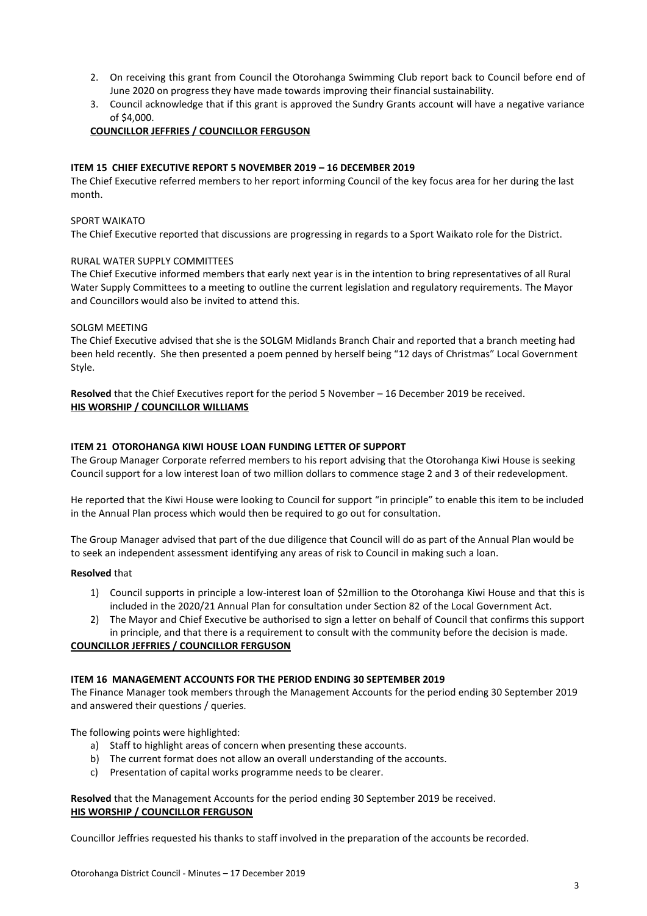2. On receiving this grant from Council the Otorohanga Swimming Club report back to Council before end of June 2020 on progress they have made towards improving their financial sustainability.
3. Council acknowledge that if this grant is approved the Sundry Grants account will have a negative variance of $4,000.

**COUNCILLOR JEFFRIES / COUNCILLOR FERGUSON**

**ITEM 15 CHIEF EXECUTIVE REPORT 5 NOVEMBER 2019 – 16 DECEMBER 2019**

The Chief Executive referred members to her report informing Council of the key focus area for her during the last month.

SPORT WAIKATO

The Chief Executive reported that discussions are progressing in regards to a Sport Waikato role for the District.

RURAL WATER SUPPLY COMMITTEES

The Chief Executive informed members that early next year is in the intention to bring representatives of all Rural Water Supply Committees to a meeting to outline the current legislation and regulatory requirements. The Mayor and Councillors would also be invited to attend this.

SOLGM MEETING

The Chief Executive advised that she is the SOLGM Midlands Branch Chair and reported that a branch meeting had been held recently. She then presented a poem penned by herself being "12 days of Christmas" Local Government Style.

**Resolved** that the Chief Executives report for the period 5 November – 16 December 2019 be received.

**HIS WORSHIP / COUNCILLOR WILLIAMS**

**ITEM 21 OTOROHANGA KIWI HOUSE LOAN FUNDING LETTER OF SUPPORT**

The Group Manager Corporate referred members to his report advising that the Otorohanga Kiwi House is seeking Council support for a low interest loan of two million dollars to commence stage 2 and 3 of their redevelopment.

He reported that the Kiwi House were looking to Council for support "in principle" to enable this item to be included in the Annual Plan process which would then be required to go out for consultation.

The Group Manager advised that part of the due diligence that Council will do as part of the Annual Plan would be to seek an independent assessment identifying any areas of risk to Council in making such a loan.

**Resolved** that

1) Council supports in principle a low-interest loan of $2million to the Otorohanga Kiwi House and that this is included in the 2020/21 Annual Plan for consultation under Section 82 of the Local Government Act.
2) The Mayor and Chief Executive be authorised to sign a letter on behalf of Council that confirms this support in principle, and that there is a requirement to consult with the community before the decision is made.

**COUNCILLOR JEFFRIES / COUNCILLOR FERGUSON**

**ITEM 16 MANAGEMENT ACCOUNTS FOR THE PERIOD ENDING 30 SEPTEMBER 2019**

The Finance Manager took members through the Management Accounts for the period ending 30 September 2019 and answered their questions / queries.

The following points were highlighted:

a) Staff to highlight areas of concern when presenting these accounts.
b) The current format does not allow an overall understanding of the accounts.
c) Presentation of capital works programme needs to be clearer.

**Resolved** that the Management Accounts for the period ending 30 September 2019 be received.

**HIS WORSHIP / COUNCILLOR FERGUSON**

Councillor Jeffries requested his thanks to staff involved in the preparation of the accounts be recorded.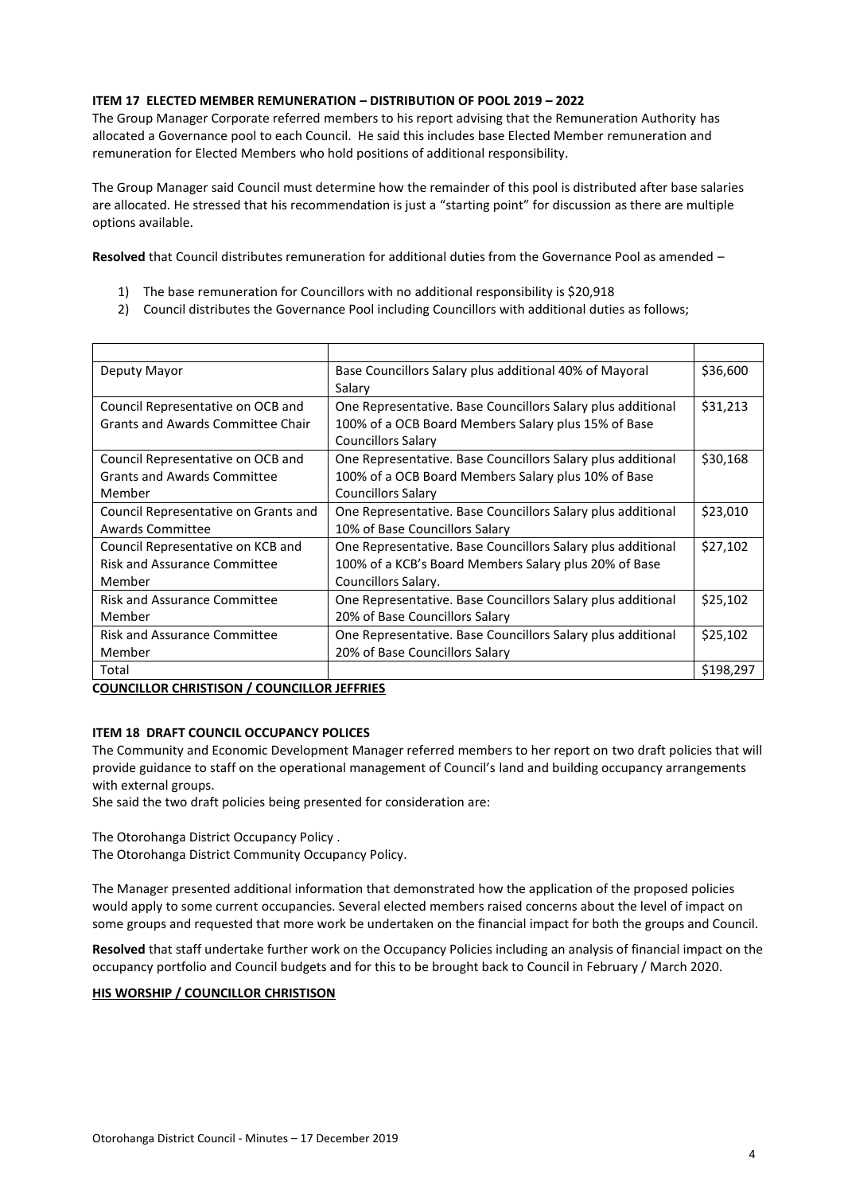**ITEM 17 ELECTED MEMBER REMUNERATION – DISTRIBUTION OF POOL 2019 – 2022**

The Group Manager Corporate referred members to his report advising that the Remuneration Authority has allocated a Governance pool to each Council. He said this includes base Elected Member remuneration and remuneration for Elected Members who hold positions of additional responsibility.

The Group Manager said Council must determine how the remainder of this pool is distributed after base salaries are allocated. He stressed that his recommendation is just a "starting point" for discussion as there are multiple options available.

**Resolved** that Council distributes remuneration for additional duties from the Governance Pool as amended –

1) The base remuneration for Councillors with no additional responsibility is $20,918
2) Council distributes the Governance Pool including Councillors with additional duties as follows;

| | | |
|---|---|---|
| Deputy Mayor | Base Councillors Salary plus additional 40% of Mayoral Salary | $36,600 |
| Council Representative on OCB and Grants and Awards Committee Chair | One Representative. Base Councillors Salary plus additional 100% of a OCB Board Members Salary plus 15% of Base Councillors Salary | $31,213 |
| Council Representative on OCB and Grants and Awards Committee Member | One Representative. Base Councillors Salary plus additional 100% of a OCB Board Members Salary plus 10% of Base Councillors Salary | $30,168 |
| Council Representative on Grants and Awards Committee | One Representative. Base Councillors Salary plus additional 10% of Base Councillors Salary | $23,010 |
| Council Representative on KCB and Risk and Assurance Committee Member | One Representative. Base Councillors Salary plus additional 100% of a KCB's Board Members Salary plus 20% of Base Councillors Salary. | $27,102 |
| Risk and Assurance Committee Member | One Representative. Base Councillors Salary plus additional 20% of Base Councillors Salary | $25,102 |
| Risk and Assurance Committee Member | One Representative. Base Councillors Salary plus additional 20% of Base Councillors Salary | $25,102 |
| Total | | $198,297 |

**COUNCILLOR CHRISTISON / COUNCILLOR JEFFRIES**

**ITEM 18 DRAFT COUNCIL OCCUPANCY POLICES**

The Community and Economic Development Manager referred members to her report on two draft policies that will provide guidance to staff on the operational management of Council's land and building occupancy arrangements with external groups.

She said the two draft policies being presented for consideration are:

The Otorohanga District Occupancy Policy .
The Otorohanga District Community Occupancy Policy.

The Manager presented additional information that demonstrated how the application of the proposed policies would apply to some current occupancies. Several elected members raised concerns about the level of impact on some groups and requested that more work be undertaken on the financial impact for both the groups and Council.

**Resolved** that staff undertake further work on the Occupancy Policies including an analysis of financial impact on the occupancy portfolio and Council budgets and for this to be brought back to Council in February / March 2020.

**HIS WORSHIP / COUNCILLOR CHRISTISON**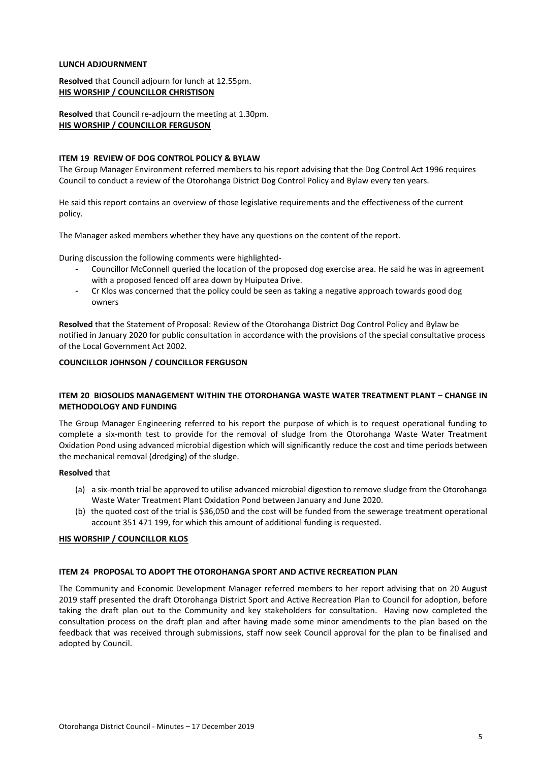**LUNCH ADJOURNMENT**

**Resolved** that Council adjourn for lunch at 12.55pm.
**HIS WORSHIP / COUNCILLOR CHRISTISON**

**Resolved** that Council re-adjourn the meeting at 1.30pm.
**HIS WORSHIP / COUNCILLOR FERGUSON**

**ITEM 19 REVIEW OF DOG CONTROL POLICY & BYLAW**

The Group Manager Environment referred members to his report advising that the Dog Control Act 1996 requires Council to conduct a review of the Otorohanga District Dog Control Policy and Bylaw every ten years.

He said this report contains an overview of those legislative requirements and the effectiveness of the current policy.

The Manager asked members whether they have any questions on the content of the report.

During discussion the following comments were highlighted-

- Councillor McConnell queried the location of the proposed dog exercise area. He said he was in agreement with a proposed fenced off area down by Huiputea Drive.
- Cr Klos was concerned that the policy could be seen as taking a negative approach towards good dog owners

**Resolved** that the Statement of Proposal: Review of the Otorohanga District Dog Control Policy and Bylaw be notified in January 2020 for public consultation in accordance with the provisions of the special consultative process of the Local Government Act 2002.

**COUNCILLOR JOHNSON / COUNCILLOR FERGUSON**

**ITEM 20 BIOSOLIDS MANAGEMENT WITHIN THE OTOROHANGA WASTE WATER TREATMENT PLANT – CHANGE IN METHODOLOGY AND FUNDING**

The Group Manager Engineering referred to his report the purpose of which is to request operational funding to complete a six-month test to provide for the removal of sludge from the Otorohanga Waste Water Treatment Oxidation Pond using advanced microbial digestion which will significantly reduce the cost and time periods between the mechanical removal (dredging) of the sludge.

**Resolved** that

(a) a six-month trial be approved to utilise advanced microbial digestion to remove sludge from the Otorohanga Waste Water Treatment Plant Oxidation Pond between January and June 2020.
(b) the quoted cost of the trial is $36,050 and the cost will be funded from the sewerage treatment operational account 351 471 199, for which this amount of additional funding is requested.

**HIS WORSHIP / COUNCILLOR KLOS**

**ITEM 24 PROPOSAL TO ADOPT THE OTOROHANGA SPORT AND ACTIVE RECREATION PLAN**

The Community and Economic Development Manager referred members to her report advising that on 20 August 2019 staff presented the draft Otorohanga District Sport and Active Recreation Plan to Council for adoption, before taking the draft plan out to the Community and key stakeholders for consultation. Having now completed the consultation process on the draft plan and after having made some minor amendments to the plan based on the feedback that was received through submissions, staff now seek Council approval for the plan to be finalised and adopted by Council.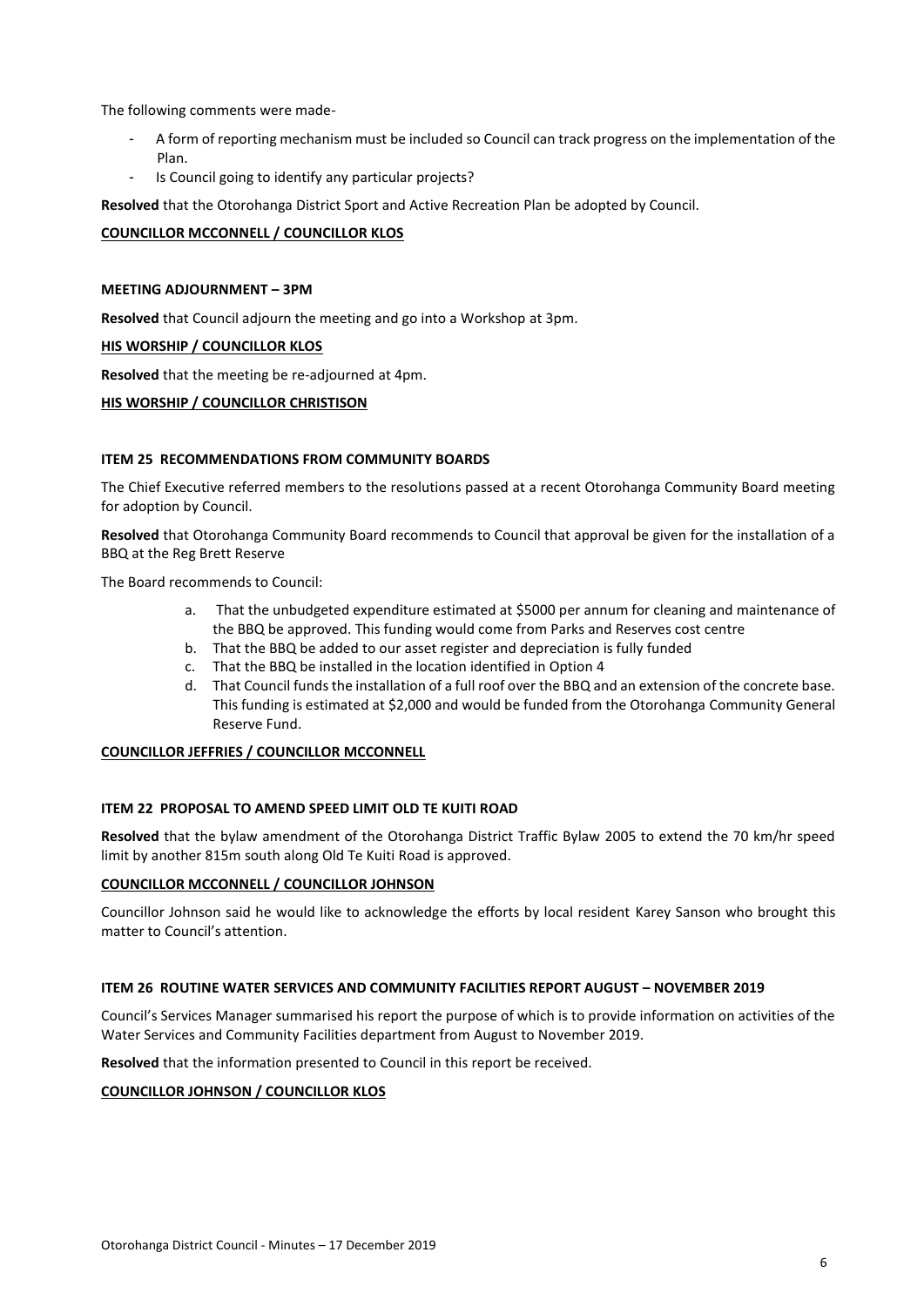The following comments were made-

- A form of reporting mechanism must be included so Council can track progress on the implementation of the Plan.
- Is Council going to identify any particular projects?

**Resolved** that the Otorohanga District Sport and Active Recreation Plan be adopted by Council.

**COUNCILLOR MCCONNELL / COUNCILLOR KLOS**

**MEETING ADJOURNMENT – 3PM**

**Resolved** that Council adjourn the meeting and go into a Workshop at 3pm.

**HIS WORSHIP / COUNCILLOR KLOS**

**Resolved** that the meeting be re-adjourned at 4pm.

**HIS WORSHIP / COUNCILLOR CHRISTISON**

**ITEM 25 RECOMMENDATIONS FROM COMMUNITY BOARDS**

The Chief Executive referred members to the resolutions passed at a recent Otorohanga Community Board meeting for adoption by Council.

**Resolved** that Otorohanga Community Board recommends to Council that approval be given for the installation of a BBQ at the Reg Brett Reserve

The Board recommends to Council:

a. That the unbudgeted expenditure estimated at $5000 per annum for cleaning and maintenance of the BBQ be approved. This funding would come from Parks and Reserves cost centre
b. That the BBQ be added to our asset register and depreciation is fully funded
c. That the BBQ be installed in the location identified in Option 4
d. That Council funds the installation of a full roof over the BBQ and an extension of the concrete base. This funding is estimated at $2,000 and would be funded from the Otorohanga Community General Reserve Fund.

**COUNCILLOR JEFFRIES / COUNCILLOR MCCONNELL**

**ITEM 22 PROPOSAL TO AMEND SPEED LIMIT OLD TE KUITI ROAD**

**Resolved** that the bylaw amendment of the Otorohanga District Traffic Bylaw 2005 to extend the 70 km/hr speed limit by another 815m south along Old Te Kuiti Road is approved.

**COUNCILLOR MCCONNELL / COUNCILLOR JOHNSON**

Councillor Johnson said he would like to acknowledge the efforts by local resident Karey Sanson who brought this matter to Council's attention.

**ITEM 26 ROUTINE WATER SERVICES AND COMMUNITY FACILITIES REPORT AUGUST – NOVEMBER 2019**

Council's Services Manager summarised his report the purpose of which is to provide information on activities of the Water Services and Community Facilities department from August to November 2019.

**Resolved** that the information presented to Council in this report be received.

**COUNCILLOR JOHNSON / COUNCILLOR KLOS**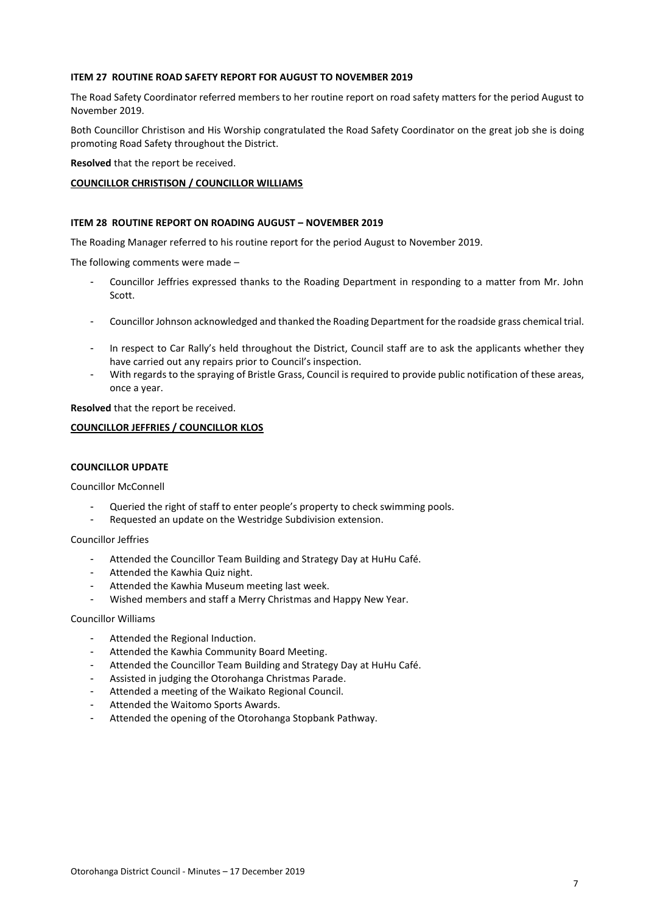**ITEM 27 ROUTINE ROAD SAFETY REPORT FOR AUGUST TO NOVEMBER 2019**

The Road Safety Coordinator referred members to her routine report on road safety matters for the period August to November 2019.

Both Councillor Christison and His Worship congratulated the Road Safety Coordinator on the great job she is doing promoting Road Safety throughout the District.

**Resolved** that the report be received.

**COUNCILLOR CHRISTISON / COUNCILLOR WILLIAMS**

**ITEM 28 ROUTINE REPORT ON ROADING AUGUST – NOVEMBER 2019**

The Roading Manager referred to his routine report for the period August to November 2019.

The following comments were made –

- Councillor Jeffries expressed thanks to the Roading Department in responding to a matter from Mr. John Scott.
- Councillor Johnson acknowledged and thanked the Roading Department for the roadside grass chemical trial.
- In respect to Car Rally's held throughout the District, Council staff are to ask the applicants whether they have carried out any repairs prior to Council's inspection.
- With regards to the spraying of Bristle Grass, Council is required to provide public notification of these areas, once a year.

**Resolved** that the report be received.

**COUNCILLOR JEFFRIES / COUNCILLOR KLOS**

**COUNCILLOR UPDATE**

Councillor McConnell

- Queried the right of staff to enter people's property to check swimming pools.
- Requested an update on the Westridge Subdivision extension.

Councillor Jeffries

- Attended the Councillor Team Building and Strategy Day at HuHu Café.
- Attended the Kawhia Quiz night.
- Attended the Kawhia Museum meeting last week.
- Wished members and staff a Merry Christmas and Happy New Year.

Councillor Williams

- Attended the Regional Induction.
- Attended the Kawhia Community Board Meeting.
- Attended the Councillor Team Building and Strategy Day at HuHu Café.
- Assisted in judging the Otorohanga Christmas Parade.
- Attended a meeting of the Waikato Regional Council.
- Attended the Waitomo Sports Awards.
- Attended the opening of the Otorohanga Stopbank Pathway.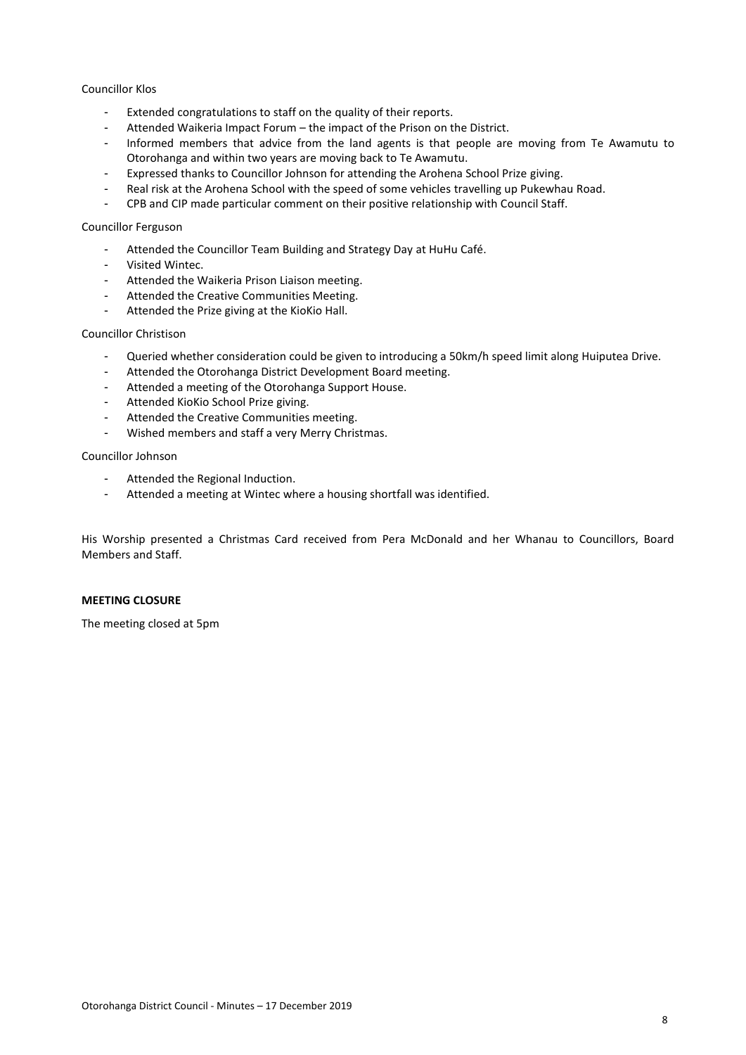Councillor Klos

- Extended congratulations to staff on the quality of their reports.
- Attended Waikeria Impact Forum – the impact of the Prison on the District.
- Informed members that advice from the land agents is that people are moving from Te Awamutu to Otorohanga and within two years are moving back to Te Awamutu.
- Expressed thanks to Councillor Johnson for attending the Arohena School Prize giving.
- Real risk at the Arohena School with the speed of some vehicles travelling up Pukewhau Road.
- CPB and CIP made particular comment on their positive relationship with Council Staff.

Councillor Ferguson

- Attended the Councillor Team Building and Strategy Day at HuHu Café.
- Visited Wintec.
- Attended the Waikeria Prison Liaison meeting.
- Attended the Creative Communities Meeting.
- Attended the Prize giving at the KioKio Hall.

Councillor Christison

- Queried whether consideration could be given to introducing a 50km/h speed limit along Huiputea Drive.
- Attended the Otorohanga District Development Board meeting.
- Attended a meeting of the Otorohanga Support House.
- Attended KioKio School Prize giving.
- Attended the Creative Communities meeting.
- Wished members and staff a very Merry Christmas.

Councillor Johnson

- Attended the Regional Induction.
- Attended a meeting at Wintec where a housing shortfall was identified.

His Worship presented a Christmas Card received from Pera McDonald and her Whanau to Councillors, Board Members and Staff.

**MEETING CLOSURE**

The meeting closed at 5pm